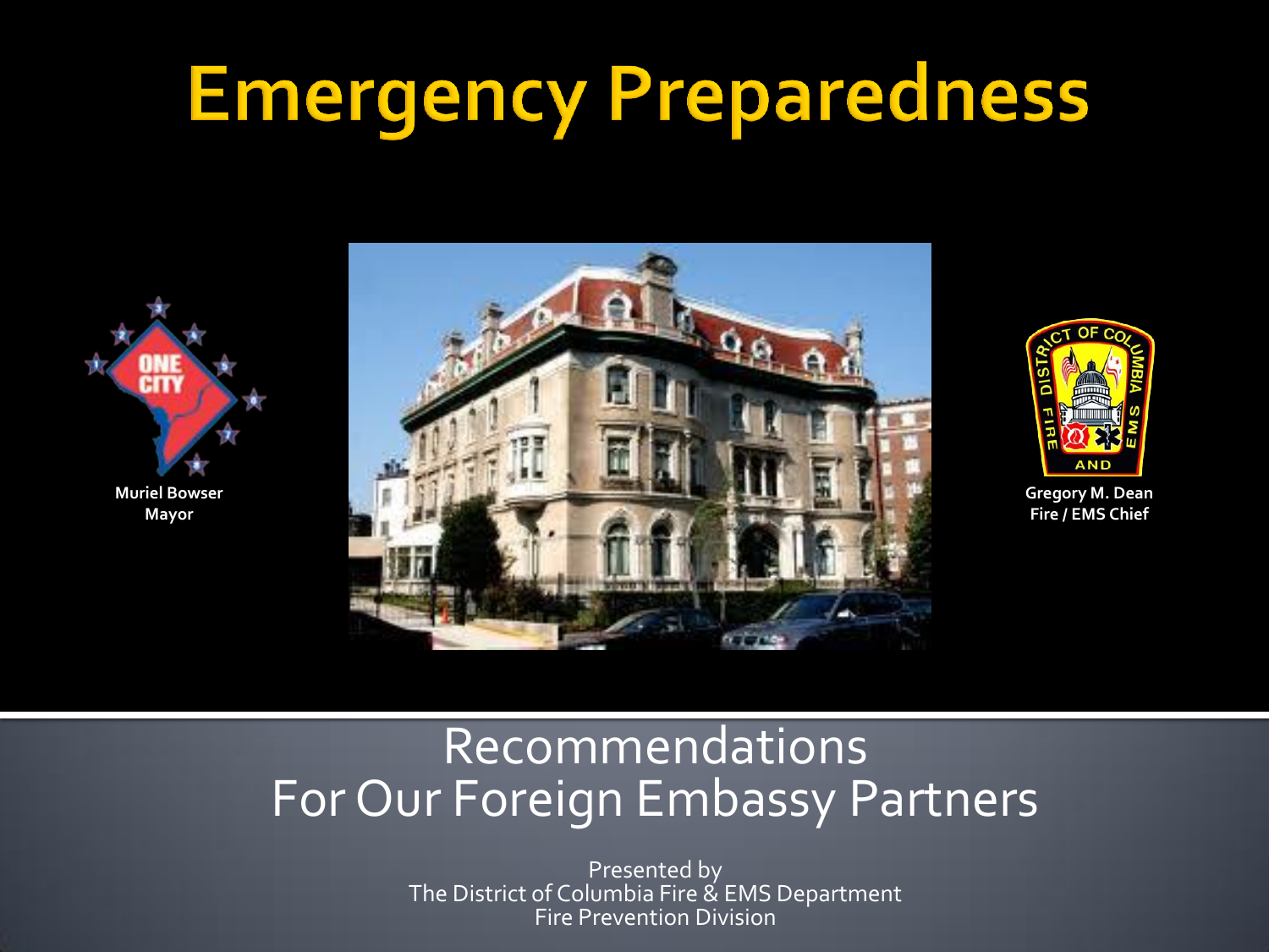# Emergency Preparedness

Muriel Bowser
Mayor

Gregory M. Dean
Fire / EMS Chief

## Recommendations
## For Our Foreign Embassy Partners

Presented by
The District of Columbia Fire & EMS Department
Fire Prevention Division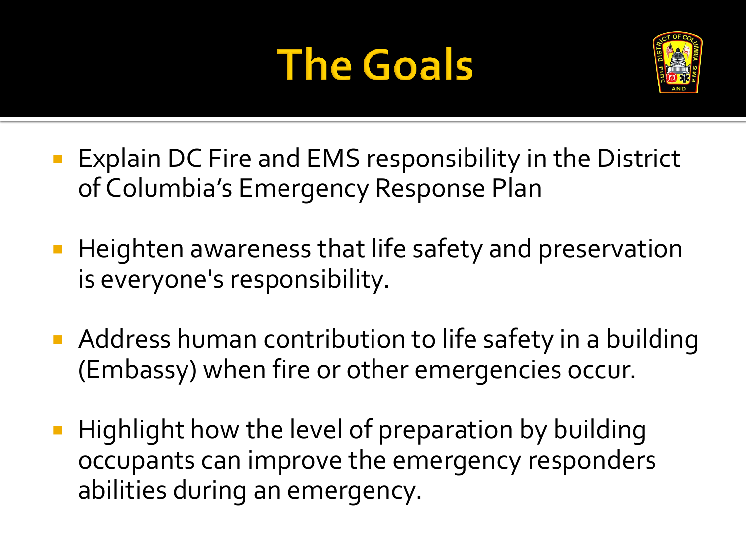# The Goals

- Explain DC Fire and EMS responsibility in the District of Columbia's Emergency Response Plan
- Heighten awareness that life safety and preservation is everyone's responsibility.
- Address human contribution to life safety in a building (Embassy) when fire or other emergencies occur.
- Highlight how the level of preparation by building occupants can improve the emergency responders abilities during an emergency.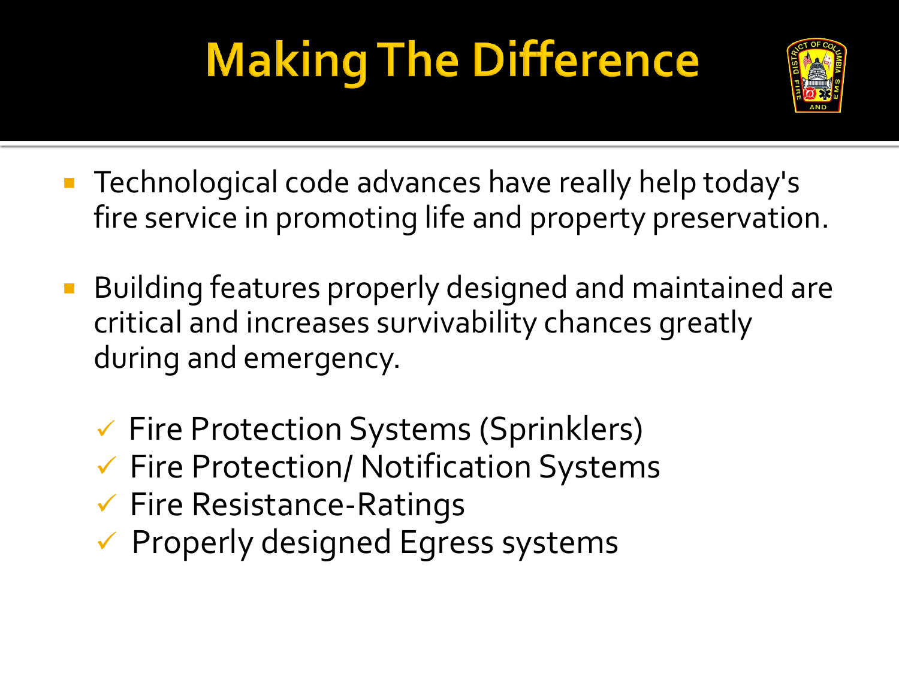# Making The Difference

- Technological code advances have really help today's fire service in promoting life and property preservation.

- Building features properly designed and maintained are critical and increases survivability chances greatly during and emergency.

  - ✓ Fire Protection Systems (Sprinklers)
  - ✓ Fire Protection/ Notification Systems
  - ✓ Fire Resistance-Ratings
  - ✓ Properly designed Egress systems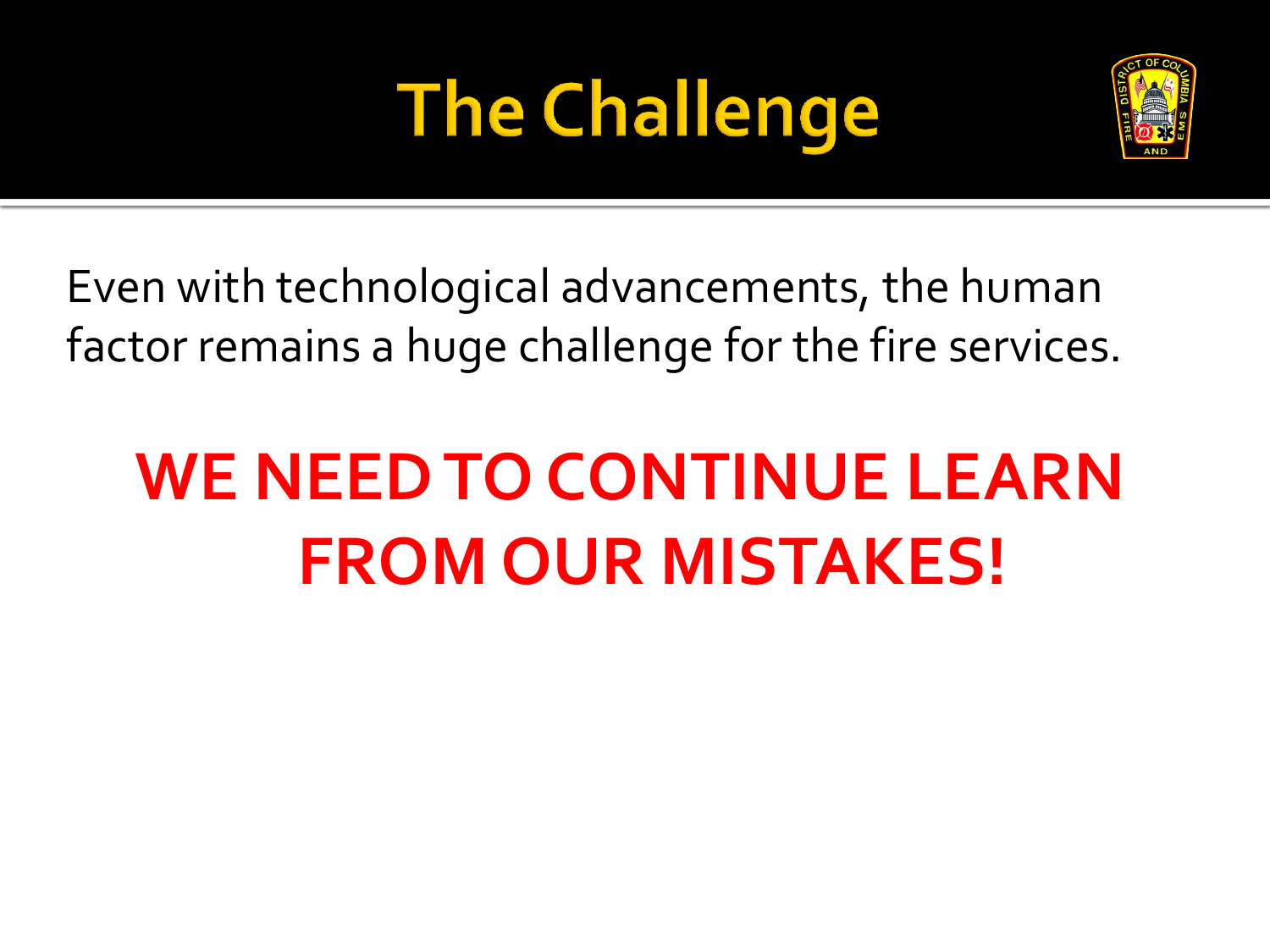# The Challenge

Even with technological advancements, the human factor remains a huge challenge for the fire services.

**WE NEED TO CONTINUE LEARN FROM OUR MISTAKES!**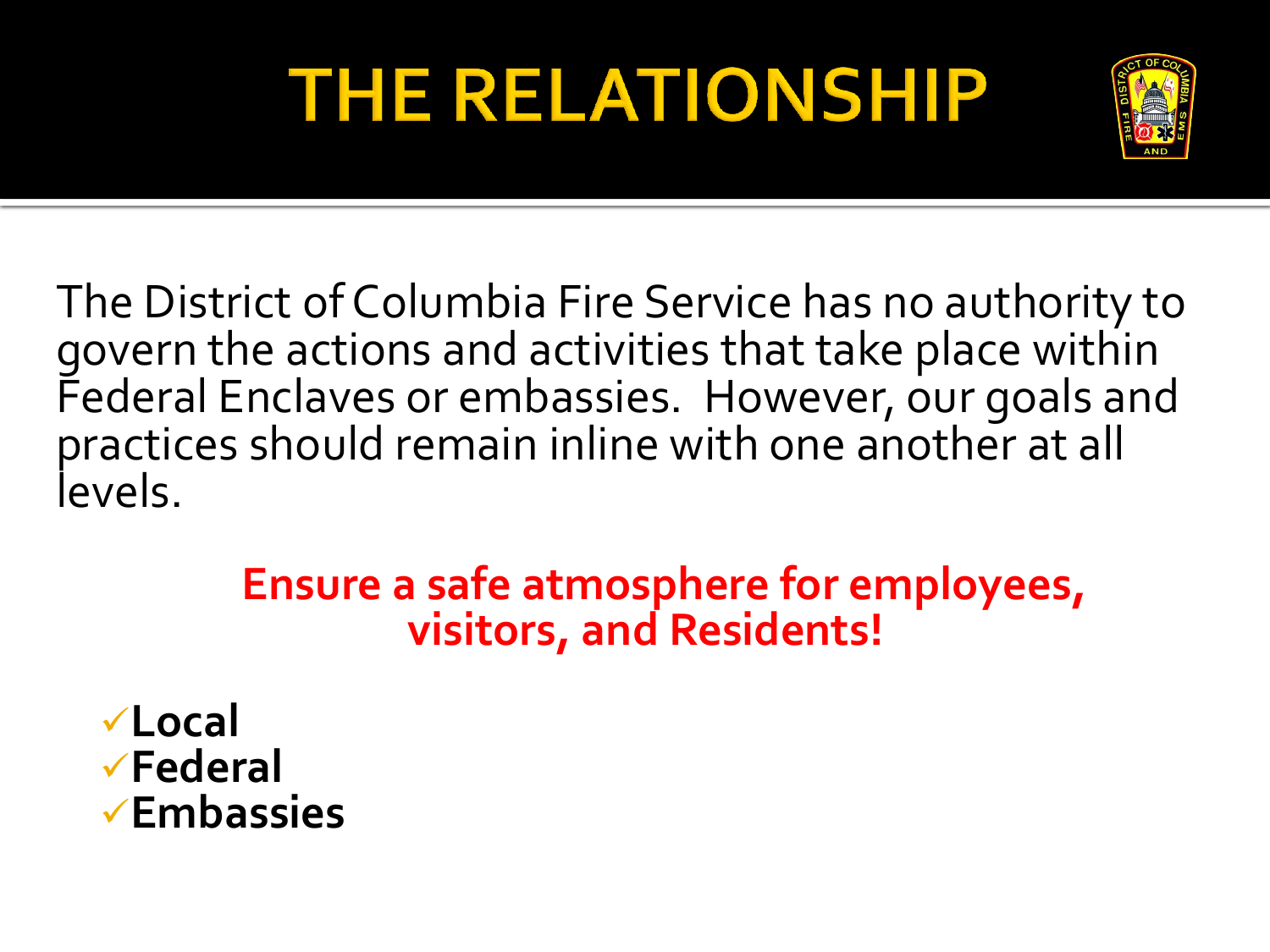# THE RELATIONSHIP

The District of Columbia Fire Service has no authority to govern the actions and activities that take place within Federal Enclaves or embassies. However, our goals and practices should remain inline with one another at all levels.

**Ensure a safe atmosphere for employees, visitors, and Residents!**

- ✓**Local**
- ✓**Federal**
- ✓**Embassies**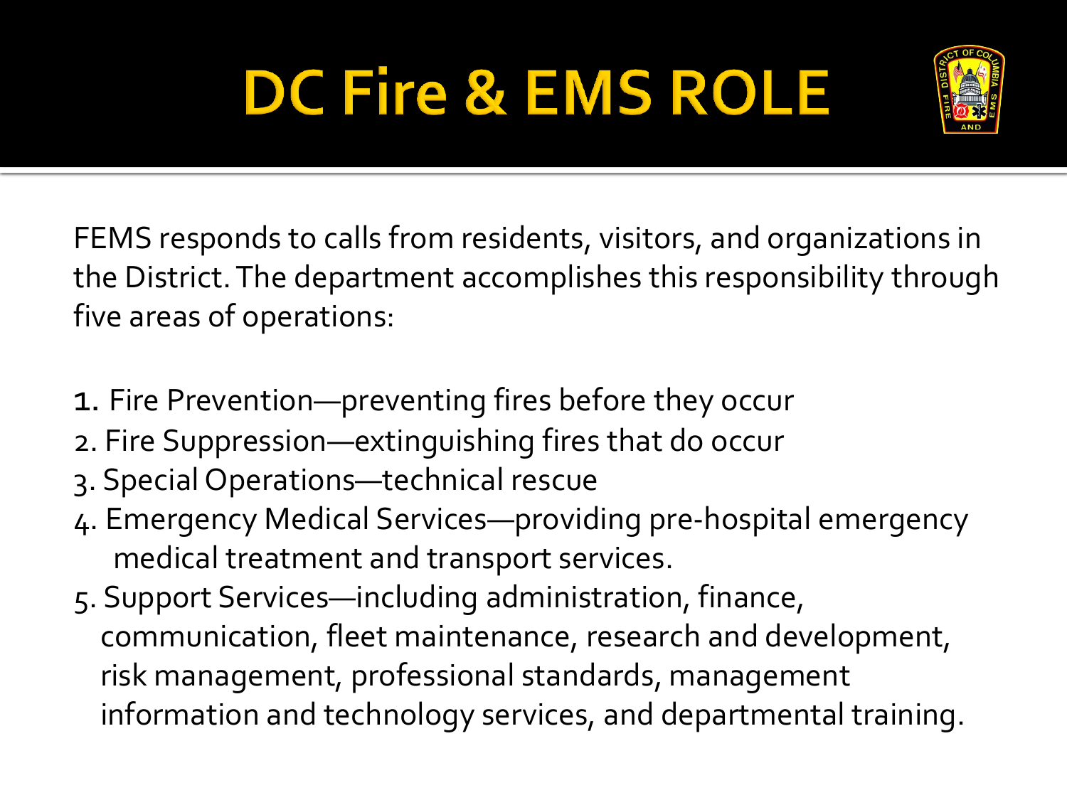# DC Fire & EMS ROLE

FEMS responds to calls from residents, visitors, and organizations in the District. The department accomplishes this responsibility through five areas of operations:

1. Fire Prevention—preventing fires before they occur
2. Fire Suppression—extinguishing fires that do occur
3. Special Operations—technical rescue
4. Emergency Medical Services—providing pre-hospital emergency medical treatment and transport services.
5. Support Services—including administration, finance, communication, fleet maintenance, research and development, risk management, professional standards, management information and technology services, and departmental training.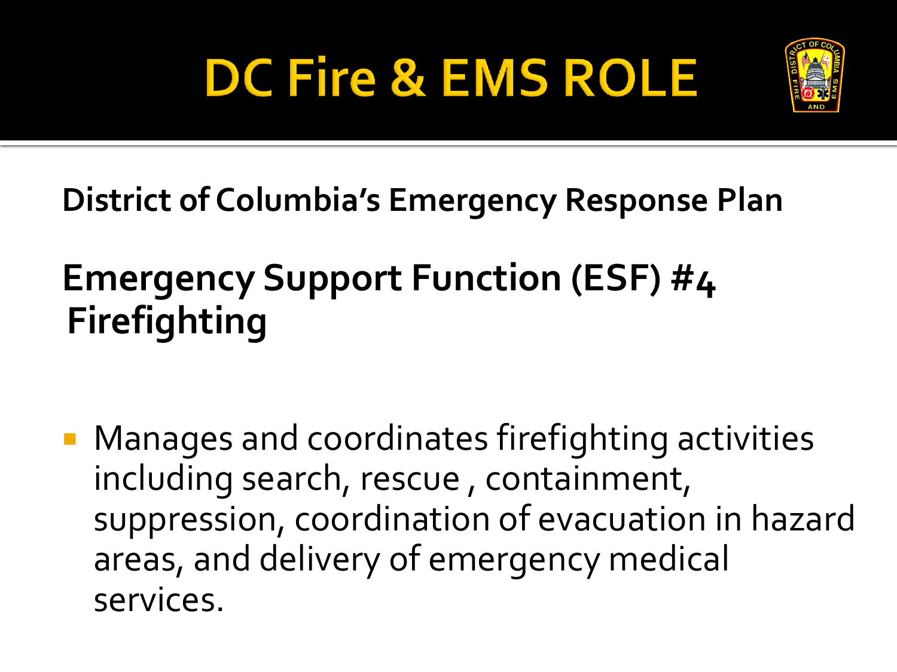# DC Fire & EMS ROLE

**District of Columbia's Emergency Response Plan**

## Emergency Support Function (ESF) #4 Firefighting

- Manages and coordinates firefighting activities including search, rescue , containment, suppression, coordination of evacuation in hazard areas, and delivery of emergency medical services.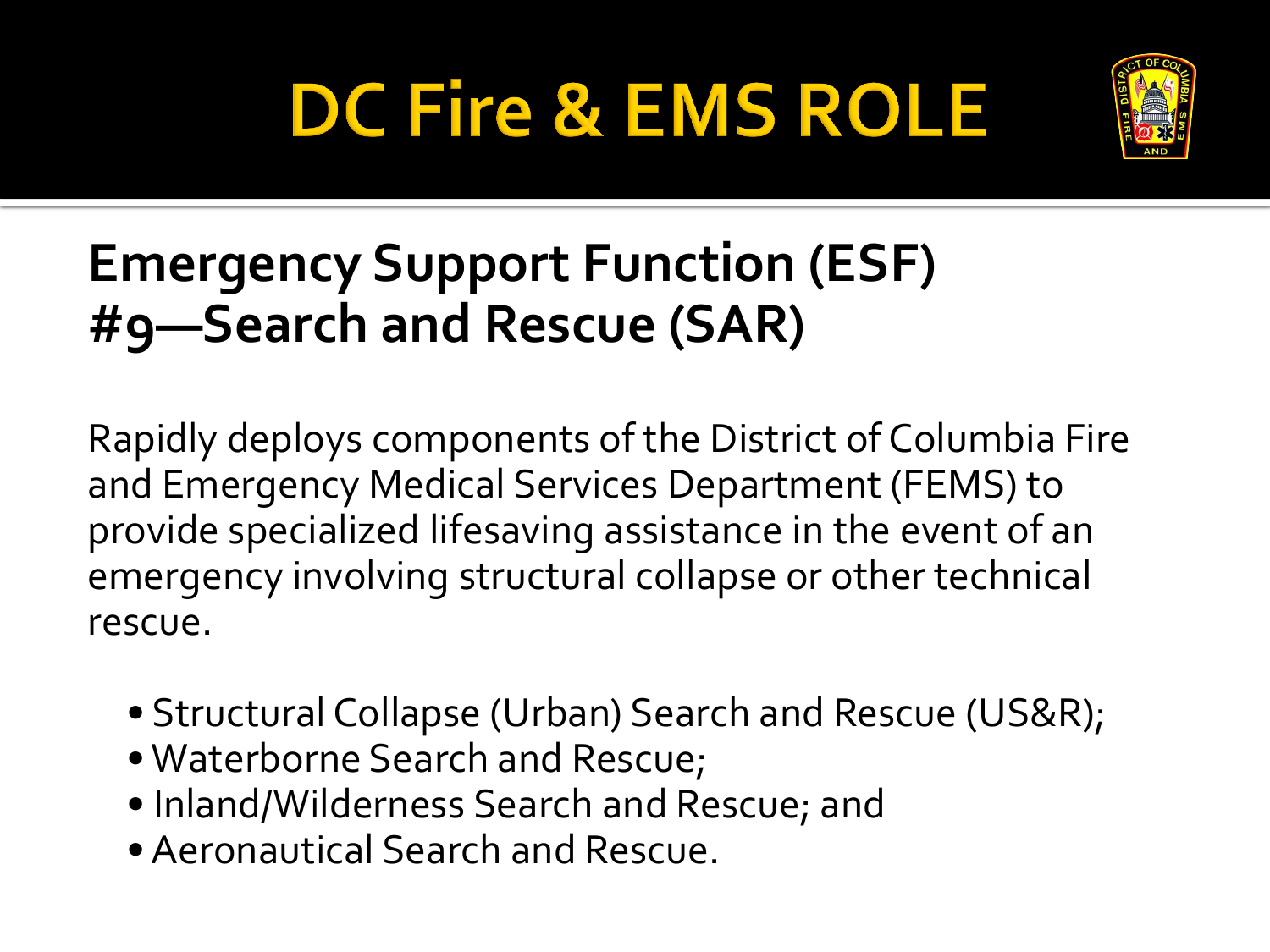# DC Fire & EMS ROLE

## Emergency Support Function (ESF) #9—Search and Rescue (SAR)

Rapidly deploys components of the District of Columbia Fire and Emergency Medical Services Department (FEMS) to provide specialized lifesaving assistance in the event of an emergency involving structural collapse or other technical rescue.

- Structural Collapse (Urban) Search and Rescue (US&R);
- Waterborne Search and Rescue;
- Inland/Wilderness Search and Rescue; and
- Aeronautical Search and Rescue.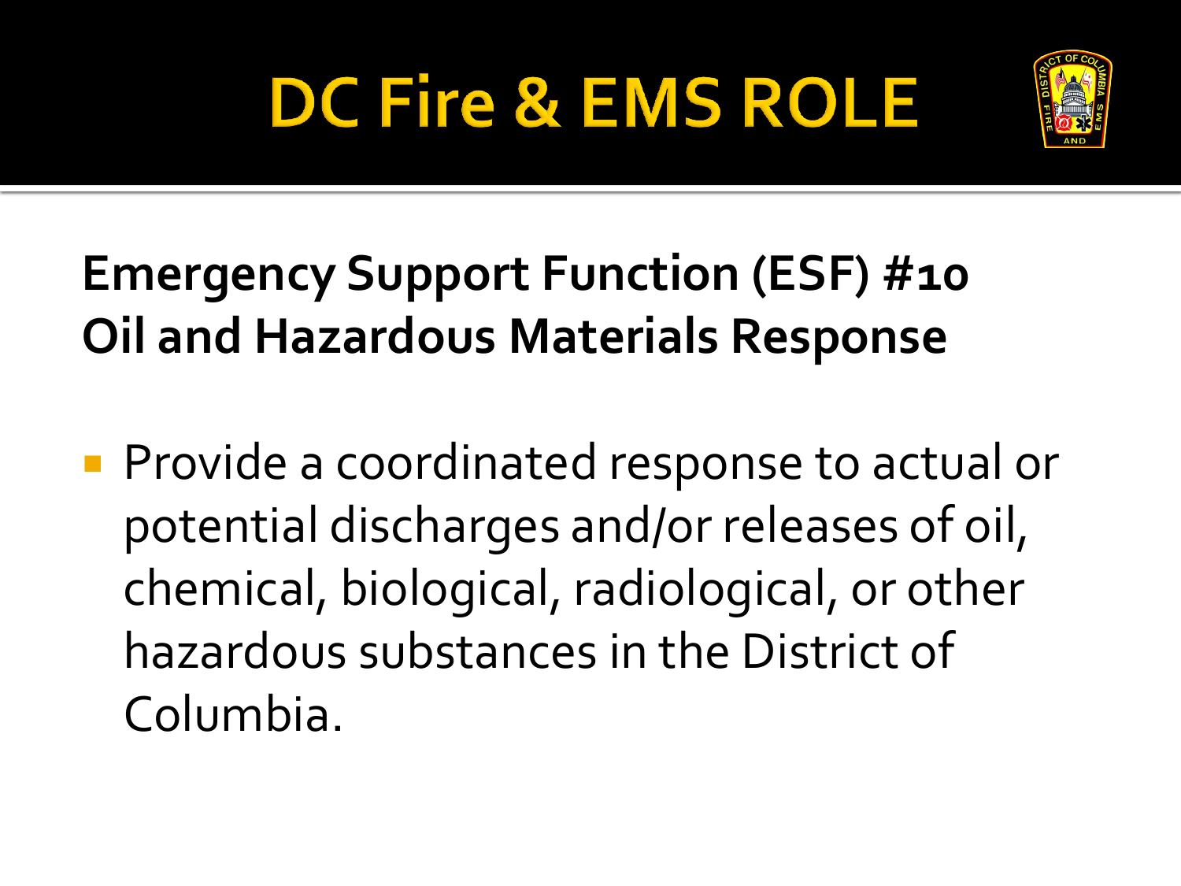# DC Fire & EMS ROLE

**Emergency Support Function (ESF) #10**
**Oil and Hazardous Materials Response**

- Provide a coordinated response to actual or potential discharges and/or releases of oil, chemical, biological, radiological, or other hazardous substances in the District of Columbia.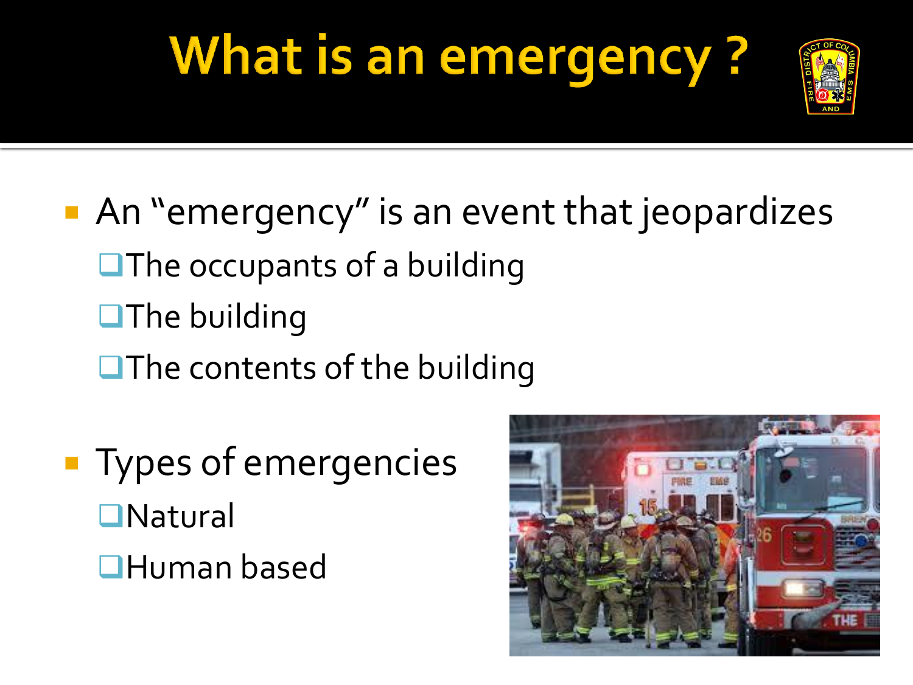# What is an emergency ?

- An "emergency" is an event that jeopardizes
  - The occupants of a building
  - The building
  - The contents of the building
- Types of emergencies
  - Natural
  - Human based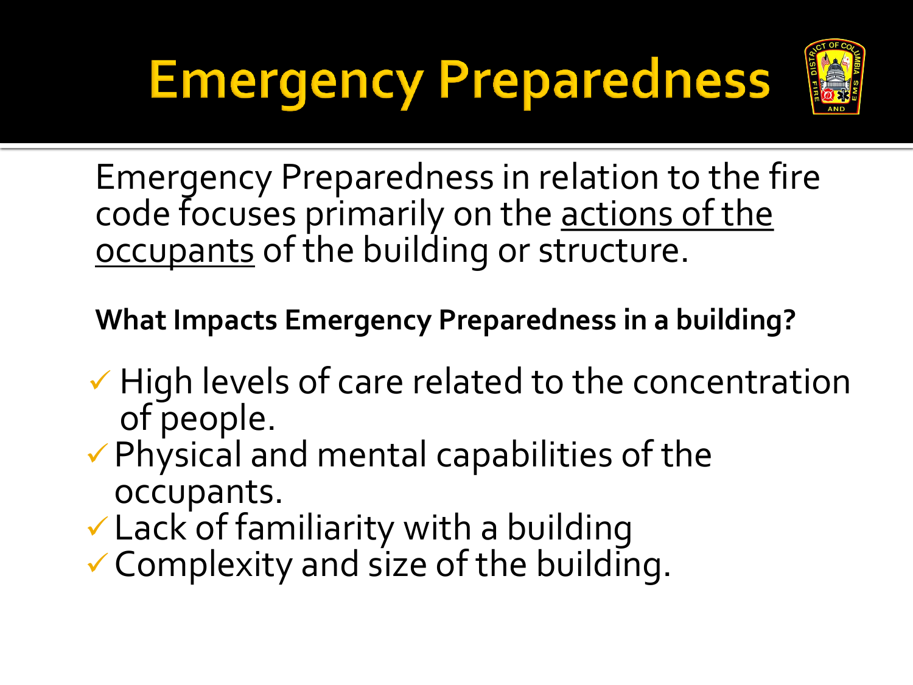# Emergency Preparedness

Emergency Preparedness in relation to the fire code focuses primarily on the actions of the occupants of the building or structure.

**What Impacts Emergency Preparedness in a building?**

- ✓ High levels of care related to the concentration of people.
- ✓ Physical and mental capabilities of the occupants.
- ✓ Lack of familiarity with a building
- ✓ Complexity and size of the building.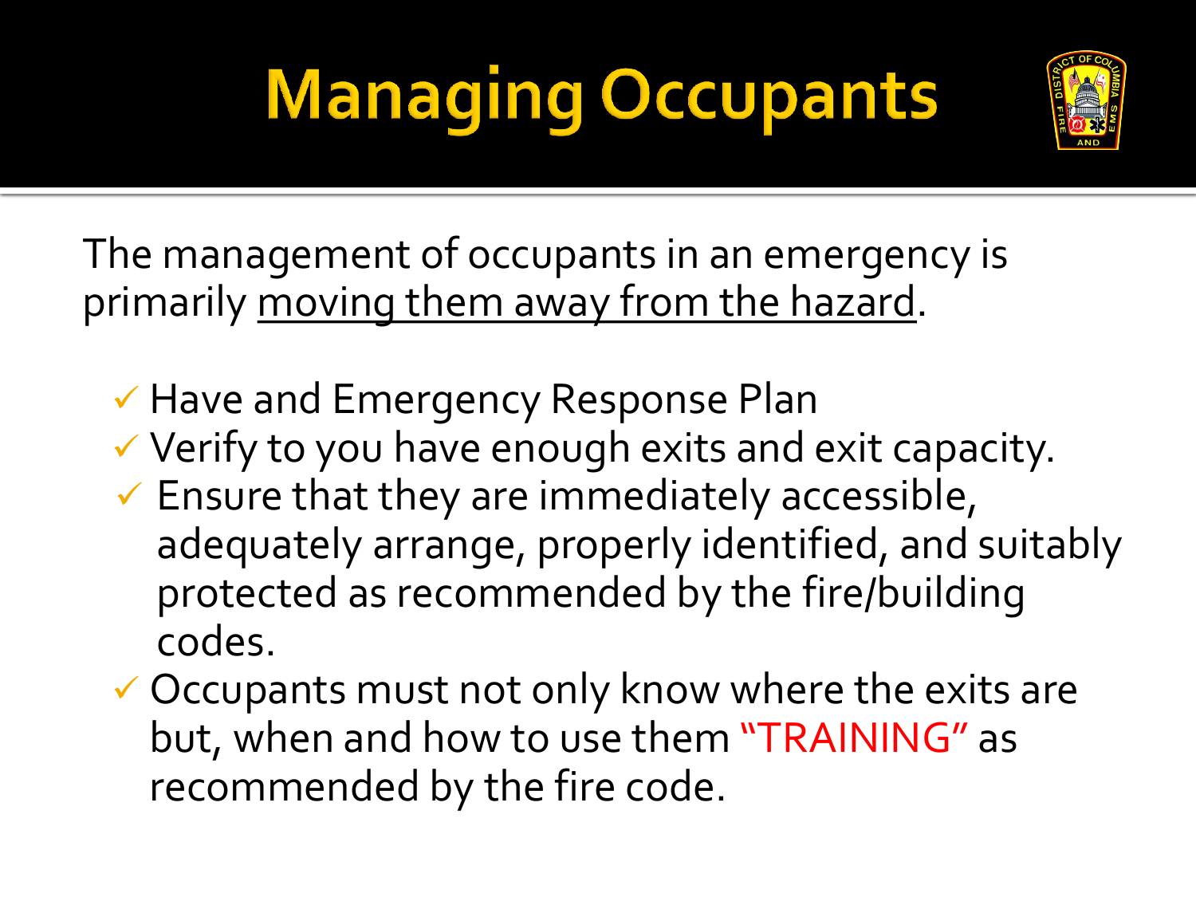# Managing Occupants

The management of occupants in an emergency is primarily moving them away from the hazard.

- ✓ Have and Emergency Response Plan
- ✓ Verify to you have enough exits and exit capacity.
- ✓ Ensure that they are immediately accessible, adequately arrange, properly identified, and suitably protected as recommended by the fire/building codes.
- ✓ Occupants must not only know where the exits are but, when and how to use them "TRAINING" as recommended by the fire code.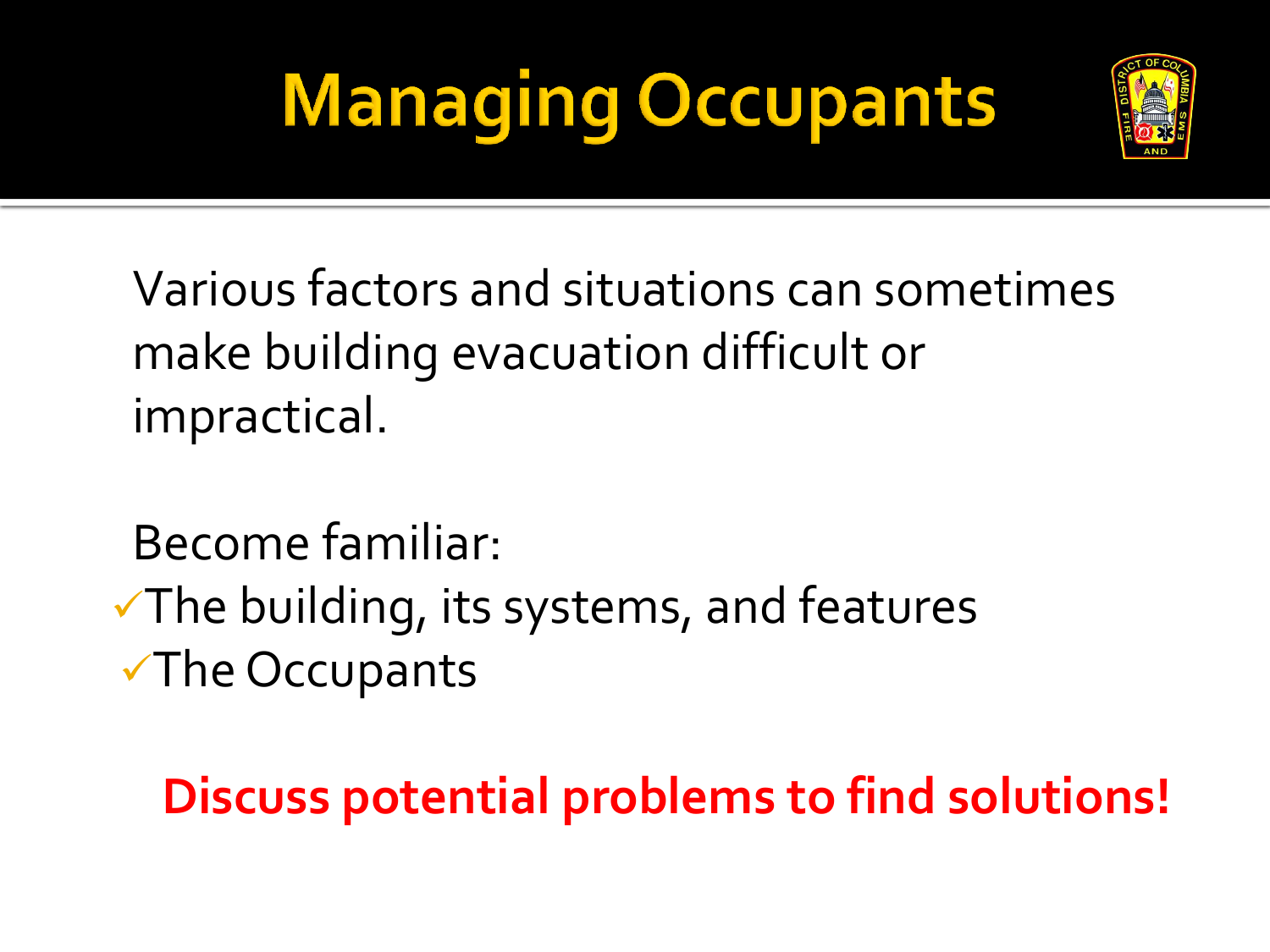# Managing Occupants

Various factors and situations can sometimes make building evacuation difficult or impractical.

Become familiar:

- ✓The building, its systems, and features
- ✓The Occupants

**Discuss potential problems to find solutions!**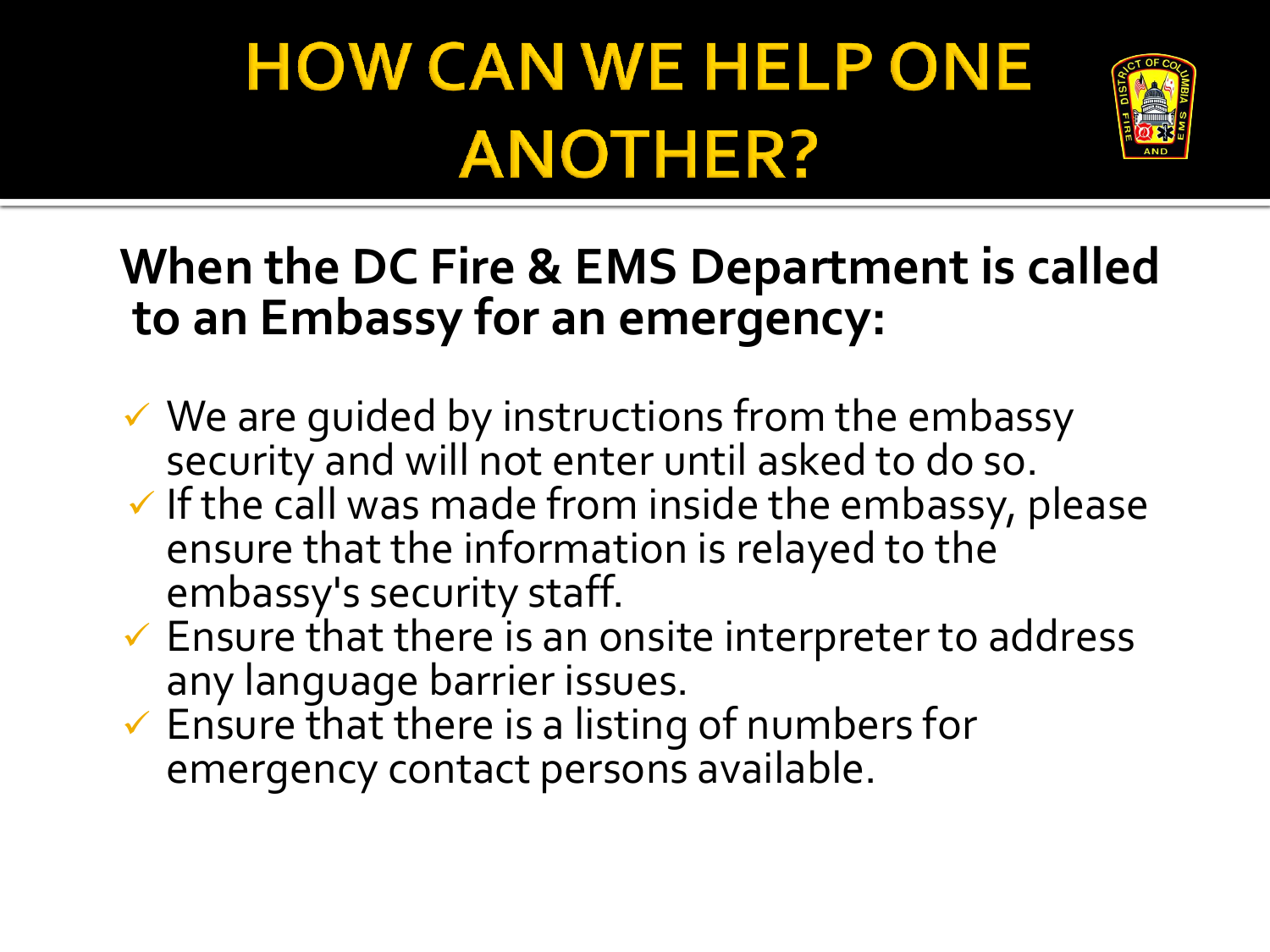# HOW CAN WE HELP ONE ANOTHER?

**When the DC Fire & EMS Department is called to an Embassy for an emergency:**

- ✓ We are guided by instructions from the embassy security and will not enter until asked to do so.
- ✓ If the call was made from inside the embassy, please ensure that the information is relayed to the embassy's security staff.
- ✓ Ensure that there is an onsite interpreter to address any language barrier issues.
- ✓ Ensure that there is a listing of numbers for emergency contact persons available.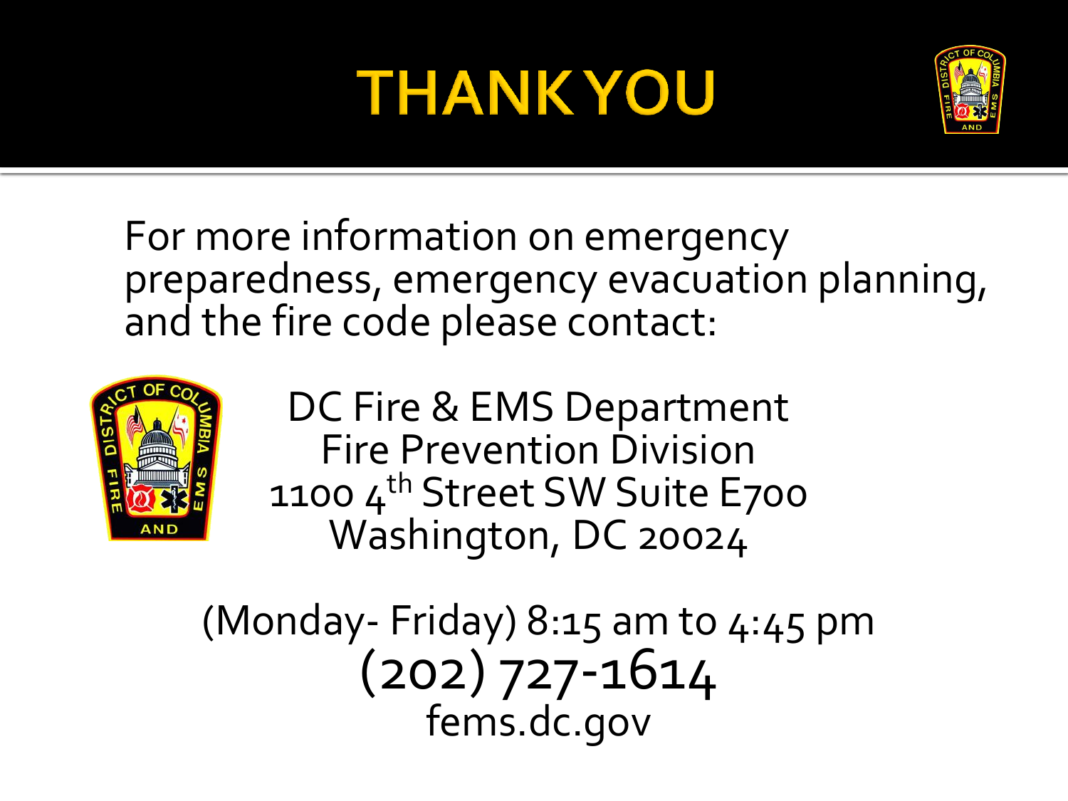# THANK YOU

For more information on emergency preparedness, emergency evacuation planning, and the fire code please contact:

DC Fire & EMS Department
Fire Prevention Division
1100 4th Street SW Suite E700
Washington, DC 20024

(Monday- Friday) 8:15 am to 4:45 pm
(202) 727-1614
fems.dc.gov